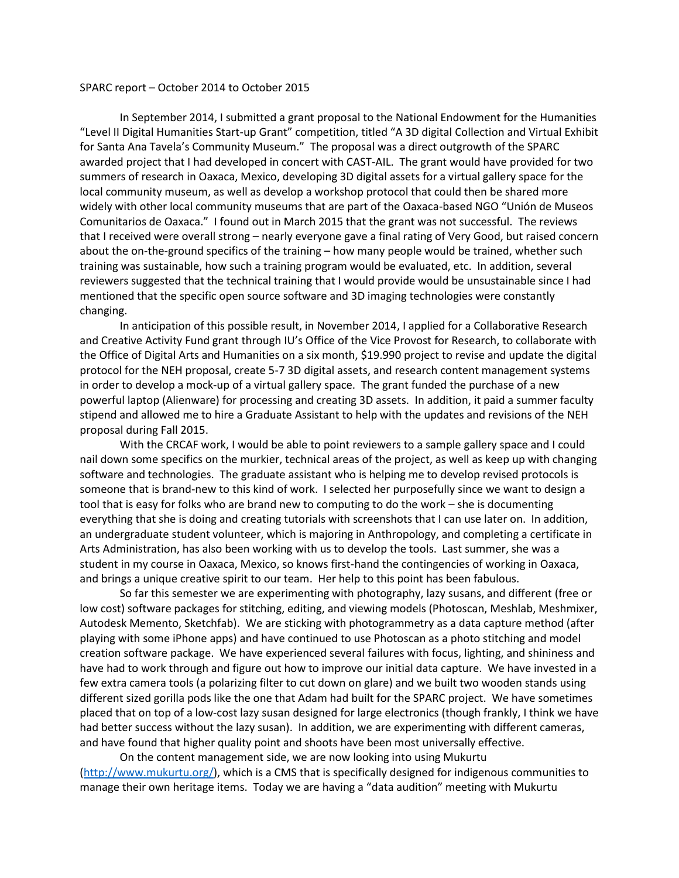SPARC report – October 2014 to October 2015

In September 2014, I submitted a grant proposal to the National Endowment for the Humanities "Level II Digital Humanities Start-up Grant" competition, titled "A 3D digital Collection and Virtual Exhibit for Santa Ana Tavela's Community Museum." The proposal was a direct outgrowth of the SPARC awarded project that I had developed in concert with CAST-AIL. The grant would have provided for two summers of research in Oaxaca, Mexico, developing 3D digital assets for a virtual gallery space for the local community museum, as well as develop a workshop protocol that could then be shared more widely with other local community museums that are part of the Oaxaca-based NGO "Unión de Museos Comunitarios de Oaxaca." I found out in March 2015 that the grant was not successful. The reviews that I received were overall strong – nearly everyone gave a final rating of Very Good, but raised concern about the on-the-ground specifics of the training – how many people would be trained, whether such training was sustainable, how such a training program would be evaluated, etc. In addition, several reviewers suggested that the technical training that I would provide would be unsustainable since I had mentioned that the specific open source software and 3D imaging technologies were constantly changing.

In anticipation of this possible result, in November 2014, I applied for a Collaborative Research and Creative Activity Fund grant through IU's Office of the Vice Provost for Research, to collaborate with the Office of Digital Arts and Humanities on a six month, $19.990 project to revise and update the digital protocol for the NEH proposal, create 5-7 3D digital assets, and research content management systems in order to develop a mock-up of a virtual gallery space. The grant funded the purchase of a new powerful laptop (Alienware) for processing and creating 3D assets. In addition, it paid a summer faculty stipend and allowed me to hire a Graduate Assistant to help with the updates and revisions of the NEH proposal during Fall 2015.

With the CRCAF work, I would be able to point reviewers to a sample gallery space and I could nail down some specifics on the murkier, technical areas of the project, as well as keep up with changing software and technologies. The graduate assistant who is helping me to develop revised protocols is someone that is brand-new to this kind of work. I selected her purposefully since we want to design a tool that is easy for folks who are brand new to computing to do the work – she is documenting everything that she is doing and creating tutorials with screenshots that I can use later on. In addition, an undergraduate student volunteer, which is majoring in Anthropology, and completing a certificate in Arts Administration, has also been working with us to develop the tools. Last summer, she was a student in my course in Oaxaca, Mexico, so knows first-hand the contingencies of working in Oaxaca, and brings a unique creative spirit to our team. Her help to this point has been fabulous.

So far this semester we are experimenting with photography, lazy susans, and different (free or low cost) software packages for stitching, editing, and viewing models (Photoscan, Meshlab, Meshmixer, Autodesk Memento, Sketchfab). We are sticking with photogrammetry as a data capture method (after playing with some iPhone apps) and have continued to use Photoscan as a photo stitching and model creation software package. We have experienced several failures with focus, lighting, and shininess and have had to work through and figure out how to improve our initial data capture. We have invested in a few extra camera tools (a polarizing filter to cut down on glare) and we built two wooden stands using different sized gorilla pods like the one that Adam had built for the SPARC project. We have sometimes placed that on top of a low-cost lazy susan designed for large electronics (though frankly, I think we have had better success without the lazy susan). In addition, we are experimenting with different cameras, and have found that higher quality point and shoots have been most universally effective.

On the content management side, we are now looking into using Mukurtu (http://www.mukurtu.org/), which is a CMS that is specifically designed for indigenous communities to manage their own heritage items. Today we are having a "data audition" meeting with Mukurtu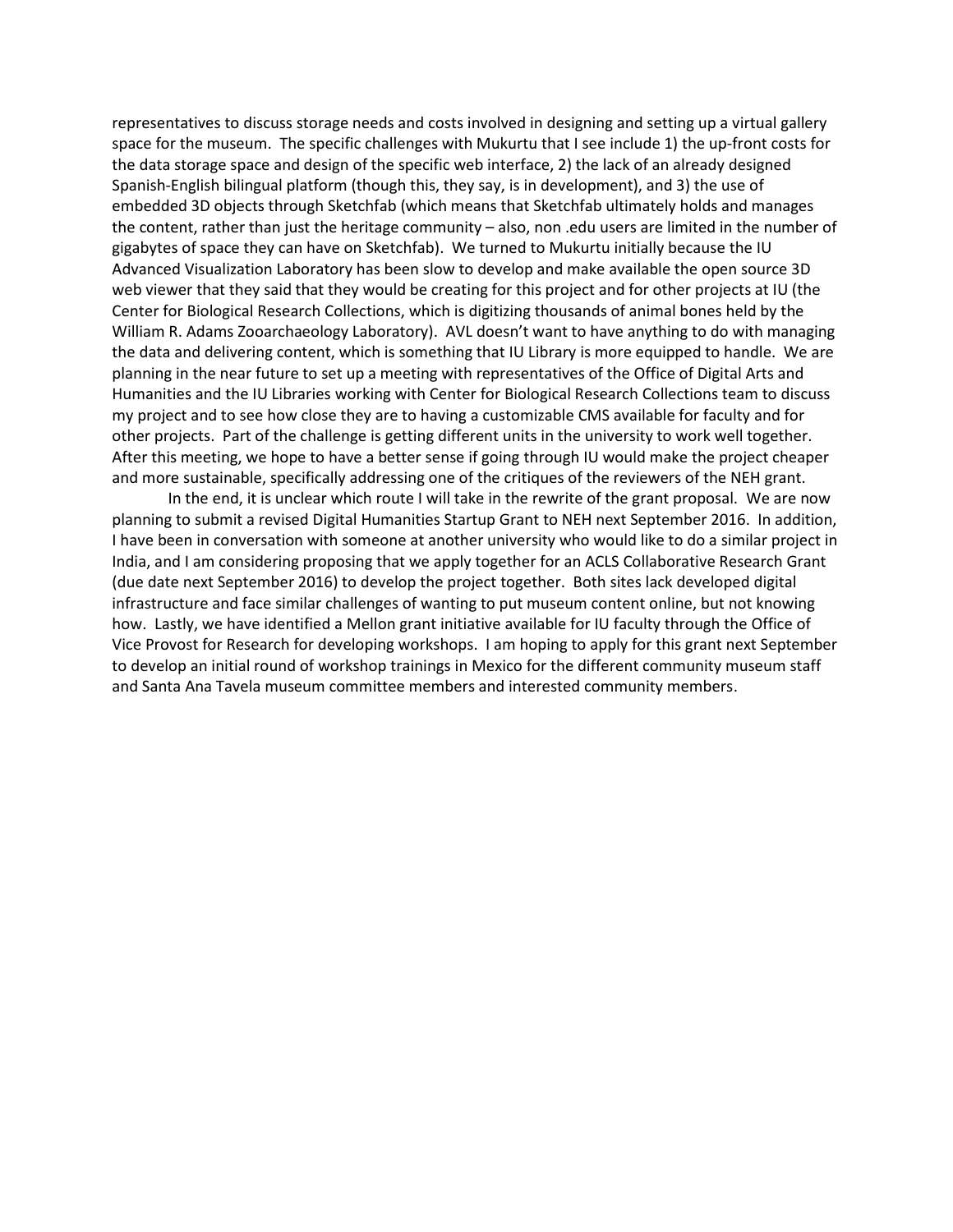representatives to discuss storage needs and costs involved in designing and setting up a virtual gallery space for the museum. The specific challenges with Mukurtu that I see include 1) the up-front costs for the data storage space and design of the specific web interface, 2) the lack of an already designed Spanish-English bilingual platform (though this, they say, is in development), and 3) the use of embedded 3D objects through Sketchfab (which means that Sketchfab ultimately holds and manages the content, rather than just the heritage community – also, non .edu users are limited in the number of gigabytes of space they can have on Sketchfab). We turned to Mukurtu initially because the IU Advanced Visualization Laboratory has been slow to develop and make available the open source 3D web viewer that they said that they would be creating for this project and for other projects at IU (the Center for Biological Research Collections, which is digitizing thousands of animal bones held by the William R. Adams Zooarchaeology Laboratory). AVL doesn't want to have anything to do with managing the data and delivering content, which is something that IU Library is more equipped to handle. We are planning in the near future to set up a meeting with representatives of the Office of Digital Arts and Humanities and the IU Libraries working with Center for Biological Research Collections team to discuss my project and to see how close they are to having a customizable CMS available for faculty and for other projects. Part of the challenge is getting different units in the university to work well together. After this meeting, we hope to have a better sense if going through IU would make the project cheaper and more sustainable, specifically addressing one of the critiques of the reviewers of the NEH grant.

In the end, it is unclear which route I will take in the rewrite of the grant proposal. We are now planning to submit a revised Digital Humanities Startup Grant to NEH next September 2016. In addition, I have been in conversation with someone at another university who would like to do a similar project in India, and I am considering proposing that we apply together for an ACLS Collaborative Research Grant (due date next September 2016) to develop the project together. Both sites lack developed digital infrastructure and face similar challenges of wanting to put museum content online, but not knowing how. Lastly, we have identified a Mellon grant initiative available for IU faculty through the Office of Vice Provost for Research for developing workshops. I am hoping to apply for this grant next September to develop an initial round of workshop trainings in Mexico for the different community museum staff and Santa Ana Tavela museum committee members and interested community members.